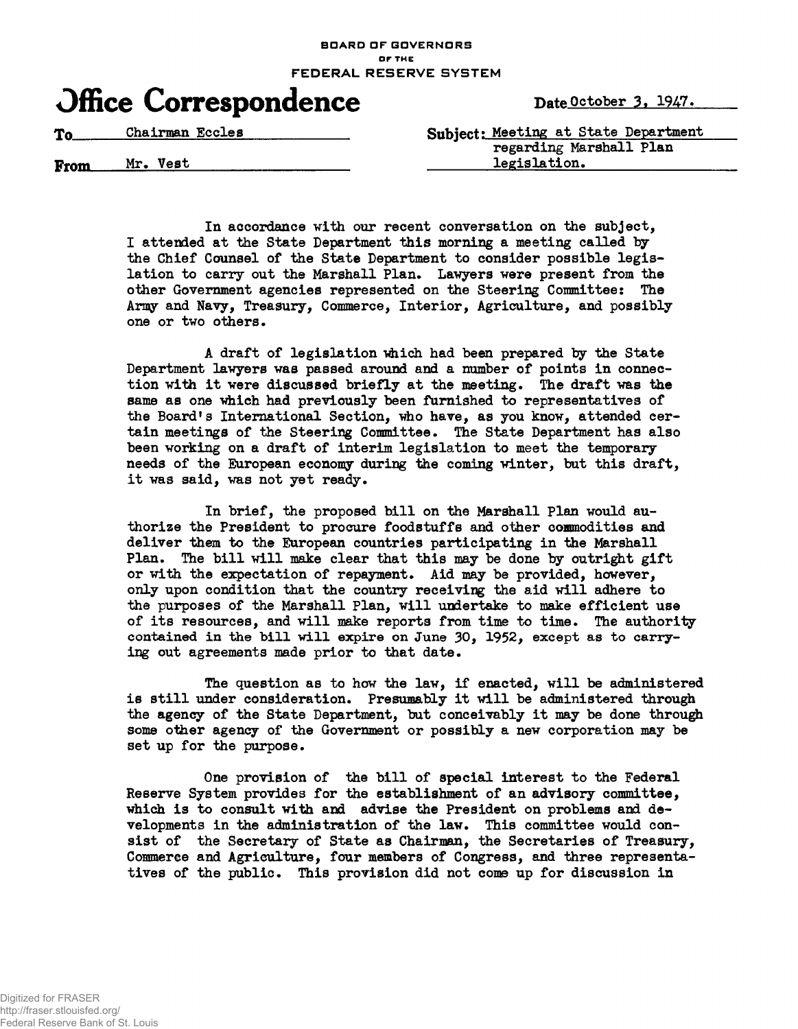BOARD OF GOVERNORS
OF THE
FEDERAL RESERVE SYSTEM

# Office Correspondence

Date October 3, 1947.

To Chairman Eccles

From Mr. Vest

Subject: Meeting at State Department regarding Marshall Plan legislation.

In accordance with our recent conversation on the subject, I attended at the State Department this morning a meeting called by the Chief Counsel of the State Department to consider possible legislation to carry out the Marshall Plan. Lawyers were present from the other Government agencies represented on the Steering Committee: The Army and Navy, Treasury, Commerce, Interior, Agriculture, and possibly one or two others.

A draft of legislation which had been prepared by the State Department lawyers was passed around and a number of points in connection with it were discussed briefly at the meeting. The draft was the same as one which had previously been furnished to representatives of the Board's International Section, who have, as you know, attended certain meetings of the Steering Committee. The State Department has also been working on a draft of interim legislation to meet the temporary needs of the European economy during the coming winter, but this draft, it was said, was not yet ready.

In brief, the proposed bill on the Marshall Plan would authorize the President to procure foodstuffs and other commodities and deliver them to the European countries participating in the Marshall Plan. The bill will make clear that this may be done by outright gift or with the expectation of repayment. Aid may be provided, however, only upon condition that the country receiving the aid will adhere to the purposes of the Marshall Plan, will undertake to make efficient use of its resources, and will make reports from time to time. The authority contained in the bill will expire on June 30, 1952, except as to carrying out agreements made prior to that date.

The question as to how the law, if enacted, will be administered is still under consideration. Presumably it will be administered through the agency of the State Department, but conceivably it may be done through some other agency of the Government or possibly a new corporation may be set up for the purpose.

One provision of the bill of special interest to the Federal Reserve System provides for the establishment of an advisory committee, which is to consult with and advise the President on problems and developments in the administration of the law. This committee would consist of the Secretary of State as Chairman, the Secretaries of Treasury, Commerce and Agriculture, four members of Congress, and three representatives of the public. This provision did not come up for discussion in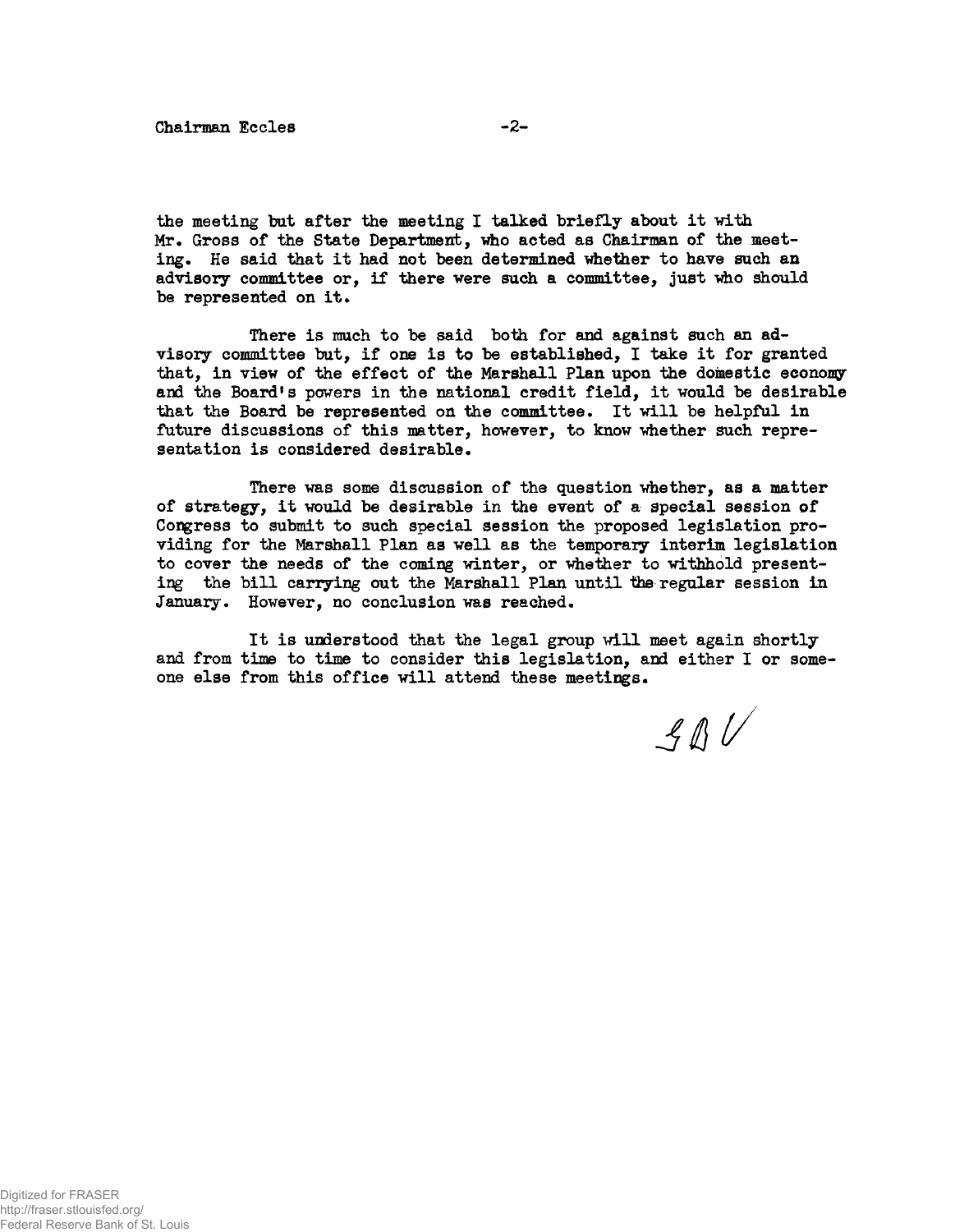the meeting but after the meeting I talked briefly about it with Mr. Gross of the State Department, who acted as Chairman of the meeting. He said that it had not been determined whether to have such an advisory committee or, if there were such a committee, just who should be represented on it.

There is much to be said both for and against such an advisory committee but, if one is to be established, I take it for granted that, in view of the effect of the Marshall Plan upon the domestic economy and the Board's powers in the national credit field, it would be desirable that the Board be represented on the committee. It will be helpful in future discussions of this matter, however, to know whether such representation is considered desirable.

There was some discussion of the question whether, as a matter of strategy, it would be desirable in the event of a special session of Congress to submit to such special session the proposed legislation providing for the Marshall Plan as well as the temporary interim legislation to cover the needs of the coming winter, or whether to withhold presenting the bill carrying out the Marshall Plan until the regular session in January. However, no conclusion was reached.

It is understood that the legal group will meet again shortly and from time to time to consider this legislation, and either I or someone else from this office will attend these meetings.

GBV